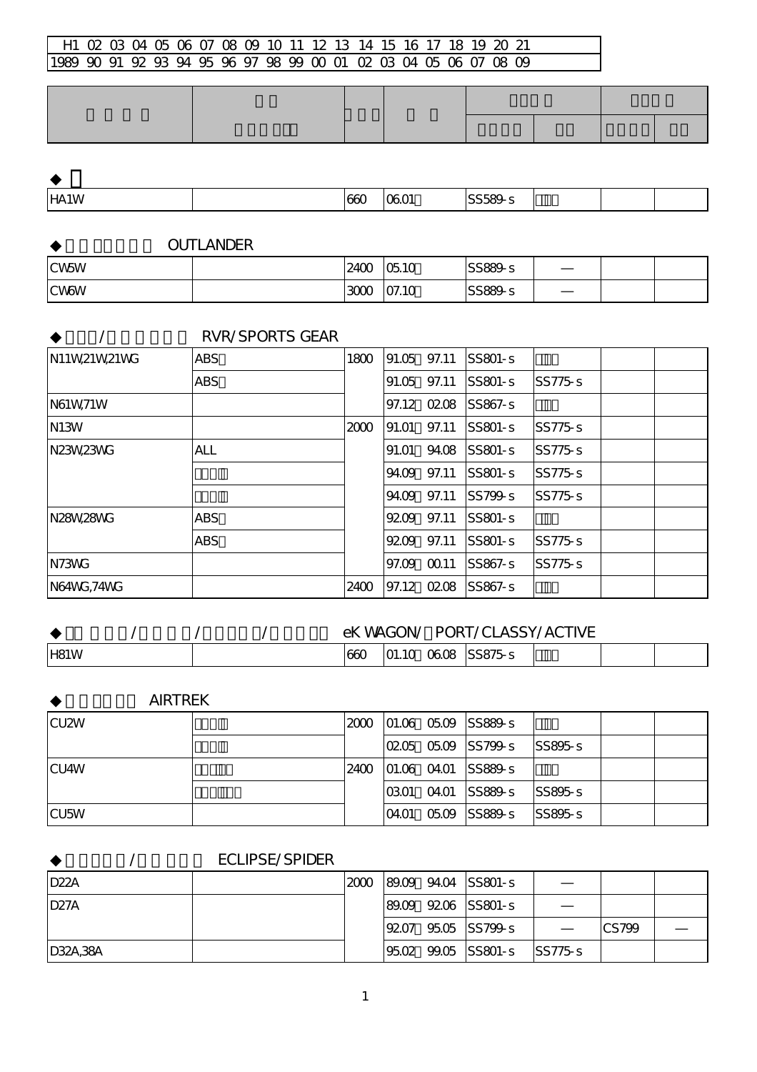| H1 02 03 04 05 06 07 08 09 10 11 12 13 14 15 16 17 18 19 20 21 |
|---|
| 1989 90 91 92 93 94 95 96 97 98 99 00 01 02 03 04 05 06 07 08 09 |

| | | | | | | | |
|---|---|---|---|---|---|---|---|
| | | | | | | | |

◆

| | | | | | | | |
|---|---|---|---|---|---|---|---|
| HA1W | | 660 | 06.01 | SS589-s | | | |

◆ OUTLANDER

| | | | | | | | |
|---|---|---|---|---|---|---|---|
| CW5W | | 2400 | 05.10 | SS889-s | — | | |
| CW6W | | 3000 | 07.10 | SS889-s | — | | |

◆ / RVR/SPORTS GEAR

| | | | | | | | |
|---|---|---|---|---|---|---|---|
| N11W,21W,21WG | ABS | 1800 | 91.05 97.11 | SS801-s | | | |
| | ABS | | 91.05 97.11 | SS801-s | SS775-s | | |
| N61W,71W | | | 97.12 02.08 | SS867-s | | | |
| N13W | | 2000 | 91.01 97.11 | SS801-s | SS775-s | | |
| N23W,23WG | ALL | | 91.01 94.08 | SS801-s | SS775-s | | |
| | | | 94.09 97.11 | SS801-s | SS775-s | | |
| | | | 94.09 97.11 | SS799-s | SS775-s | | |
| N28W,28WG | ABS | | 92.09 97.11 | SS801-s | | | |
| | ABS | | 92.09 97.11 | SS801-s | SS775-s | | |
| N73WG | | | 97.09 00.11 | SS867-s | SS775-s | | |
| N64WG,74WG | | 2400 | 97.12 02.08 | SS867-s | | | |

◆ / / / eK WAGON/ PORT/CLASSY/ACTIVE

| | | | | | | | |
|---|---|---|---|---|---|---|---|
| H81W | | 660 | 01.10 06.08 | SS875-s | | | |

◆ AIRTREK

| | | | | | | | |
|---|---|---|---|---|---|---|---|
| CU2W | | 2000 | 01.06 05.09 | SS889-s | | | |
| | | | 02.05 05.09 | SS799-s | SS895-s | | |
| CU4W | | 2400 | 01.06 04.01 | SS889-s | | | |
| | | | 03.01 04.01 | SS889-s | SS895-s | | |
| CU5W | | | 04.01 05.09 | SS889-s | SS895-s | | |

◆ / ECLIPSE/SPIDER

| | | | | | | | |
|---|---|---|---|---|---|---|---|
| D22A | | 2000 | 89.09 94.04 | SS801-s | — | | |
| D27A | | | 89.09 92.06 | SS801-s | — | | |
| | | | 92.07 95.05 | SS799-s | — | CS799 | — |
| D32A,38A | | | 95.02 99.05 | SS801-s | SS775-s | | |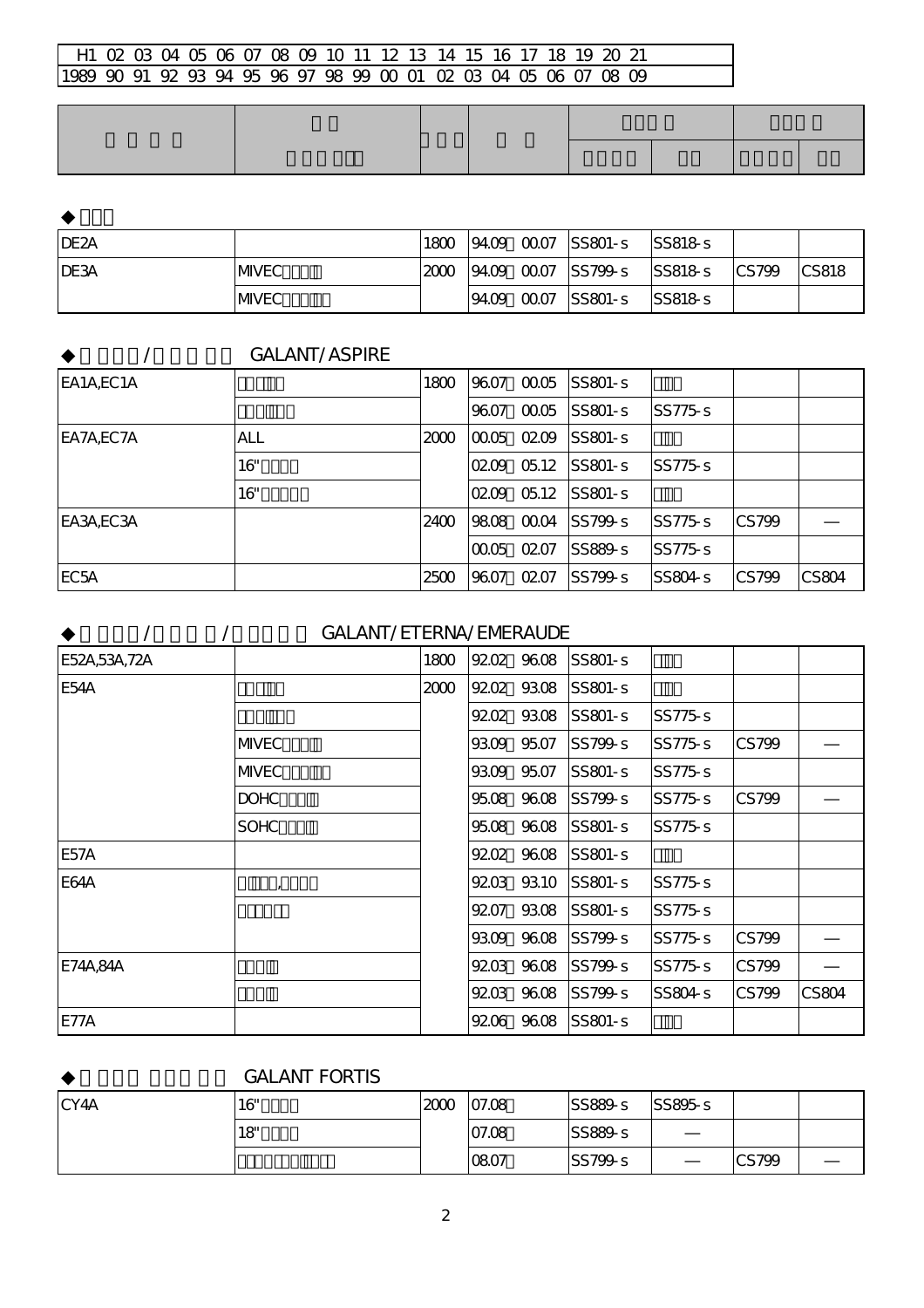| H1 | 02 | 03 | 04 | 05 | 06 | 07 | 08 | 09 | 10 | 11 | 12 | 13 | 14 | 15 | 16 | 17 | 18 | 19 | 20 | 21 |
|---|---|---|---|---|---|---|---|---|---|---|---|---|---|---|---|---|---|---|---|---|
| 1989 | 90 | 91 | 92 | 93 | 94 | 95 | 96 | 97 | 98 | 99 | 00 | 01 | 02 | 03 | 04 | 05 | 06 | 07 | 08 | 09 |

| | | | | | | | |
|---|---|---|---|---|---|---|---|
| | | | | | | | |

◆

| | | | | | | | |
|---|---|---|---|---|---|---|---|
| DE2A | | 1800 | 94.09 00.07 | SS801-s | SS818-s | | |
| DE3A | MIVEC | 2000 | 94.09 00.07 | SS799-s | SS818-s | CS799 | CS818 |
| | MIVEC | | 94.09 00.07 | SS801-s | SS818-s | | |

◆ / GALANT/ ASPIRE

| | | | | | | | |
|---|---|---|---|---|---|---|---|
| EA1A,EC1A | | 1800 | 96.07 00.05 | SS801-s | | | |
| | | | 96.07 00.05 | SS801-s | SS775-s | | |
| EA7A,EC7A | ALL | 2000 | 00.05 02.09 | SS801-s | | | |
| | 16" | | 02.09 05.12 | SS801-s | SS775-s | | |
| | 16" | | 02.09 05.12 | SS801-s | | | |
| EA3A,EC3A | | 2400 | 98.08 00.04 | SS799-s | SS775-s | CS799 | — |
| | | | 00.05 02.07 | SS889-s | SS775-s | | |
| EC5A | | 2500 | 96.07 02.07 | SS799-s | SS804-s | CS799 | CS804 |

◆ / / GALANT/ ETERNA/ EMERAUDE

| | | | | | | | |
|---|---|---|---|---|---|---|---|
| E52A,53A,72A | | 1800 | 92.02 96.08 | SS801-s | | | |
| E54A | | 2000 | 92.02 93.08 | SS801-s | | | |
| | | | 92.02 93.08 | SS801-s | SS775-s | | |
| | MIVEC | | 93.09 95.07 | SS799-s | SS775-s | CS799 | — |
| | MIVEC | | 93.09 95.07 | SS801-s | SS775-s | | |
| | DOHC | | 95.08 96.08 | SS799-s | SS775-s | CS799 | — |
| | SOHC | | 95.08 96.08 | SS801-s | SS775-s | | |
| E57A | | | 92.02 96.08 | SS801-s | | | |
| E64A | , | | 92.03 93.10 | SS801-s | SS775-s | | |
| | | | 92.07 93.08 | SS801-s | SS775-s | | |
| | | | 93.09 96.08 | SS799-s | SS775-s | CS799 | — |
| E74A,84A | | | 92.03 96.08 | SS799-s | SS775-s | CS799 | — |
| | | | 92.03 96.08 | SS799-s | SS804-s | CS799 | CS804 |
| E77A | | | 92.06 96.08 | SS801-s | | | |

◆ GALANT FORTIS

| | | | | | | | |
|---|---|---|---|---|---|---|---|
| CY4A | 16" | 2000 | 07.08 | SS889-s | SS895-s | | |
| | 18" | | 07.08 | SS889-s | — | | |
| | | | 08.07 | SS799-s | — | CS799 | — |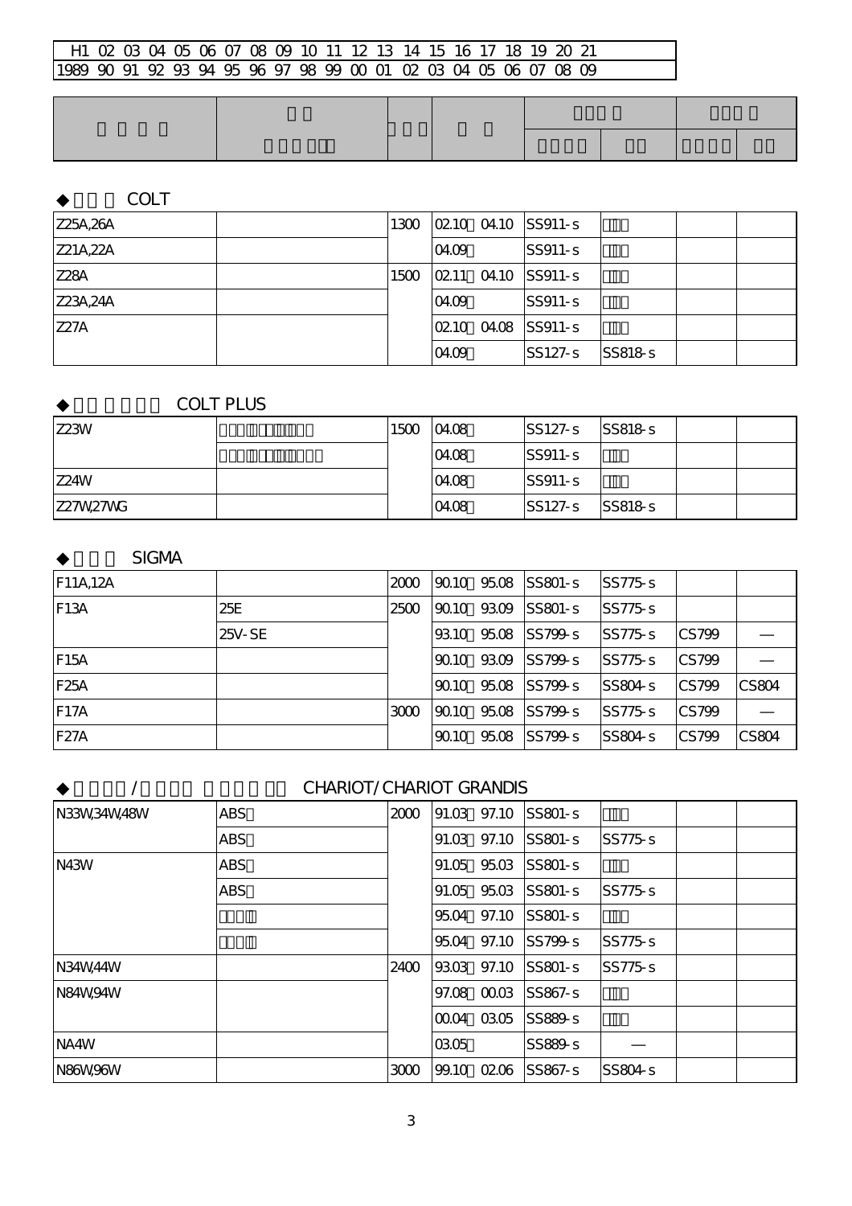| H1 | 02 | 03 | 04 | 05 | 06 | 07 | 08 | 09 | 10 | 11 | 12 | 13 | 14 | 15 | 16 | 17 | 18 | 19 | 20 | 21 |
|---|---|---|---|---|---|---|---|---|---|---|---|---|---|---|---|---|---|---|---|---|
| 1989 | 90 | 91 | 92 | 93 | 94 | 95 | 96 | 97 | 98 | 99 | 00 | 01 | 02 | 03 | 04 | 05 | 06 | 07 | 08 | 09 |

### ◆ COLT

| | | | | | | | |
|---|---|---|---|---|---|---|---|
| Z25A,26A | | 1300 | 02.10 04.10 | SS911-s | | | |
| Z21A,22A | | | 04.09 | SS911-s | | | |
| Z28A | | 1500 | 02.11 04.10 | SS911-s | | | |
| Z23A,24A | | | 04.09 | SS911-s | | | |
| Z27A | | | 02.10 04.08 | SS911-s | | | |
| | | | 04.09 | SS127-s | SS818-s | | |

### ◆ COLT PLUS

| | | | | | | | |
|---|---|---|---|---|---|---|---|
| Z23W | | 1500 | 04.08 | SS127-s | SS818-s | | |
| | | | 04.08 | SS911-s | | | |
| Z24W | | | 04.08 | SS911-s | | | |
| Z27W,27WG | | | 04.08 | SS127-s | SS818-s | | |

### ◆ SIGMA

| | | | | | | | |
|---|---|---|---|---|---|---|---|
| F11A,12A | | 2000 | 90.10 95.08 | SS801-s | SS775-s | | |
| F13A | 25E | 2500 | 90.10 93.09 | SS801-s | SS775-s | | |
| | 25V-SE | | 93.10 95.08 | SS799-s | SS775-s | CS799 | — |
| F15A | | | 90.10 93.09 | SS799-s | SS775-s | CS799 | — |
| F25A | | | 90.10 95.08 | SS799-s | SS804-s | CS799 | CS804 |
| F17A | | 3000 | 90.10 95.08 | SS799-s | SS775-s | CS799 | — |
| F27A | | | 90.10 95.08 | SS799-s | SS804-s | CS799 | CS804 |

### ◆ / CHARIOT/CHARIOT GRANDIS

| | | | | | | | |
|---|---|---|---|---|---|---|---|
| N33W,34W,48W | ABS | 2000 | 91.03 97.10 | SS801-s | | | |
| | ABS | | 91.03 97.10 | SS801-s | SS775-s | | |
| N43W | ABS | | 91.05 95.03 | SS801-s | | | |
| | ABS | | 91.05 95.03 | SS801-s | SS775-s | | |
| | | | 95.04 97.10 | SS801-s | | | |
| | | | 95.04 97.10 | SS799-s | SS775-s | | |
| N34W,44W | | 2400 | 93.03 97.10 | SS801-s | SS775-s | | |
| N84W,94W | | | 97.08 00.03 | SS867-s | | | |
| | | | 00.04 03.05 | SS889-s | | | |
| NA4W | | | 03.05 | SS889-s | — | | |
| N86W,96W | | 3000 | 99.10 02.06 | SS867-s | SS804-s | | |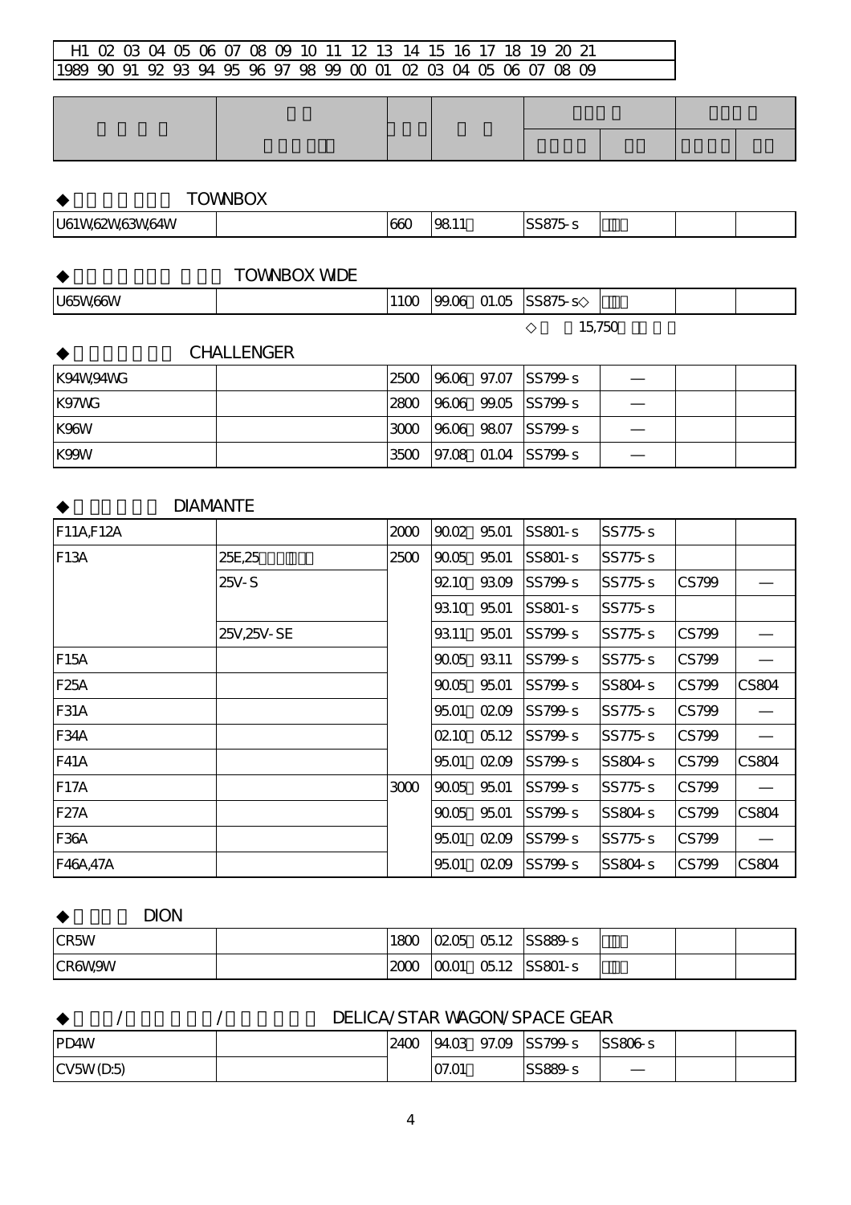| | | | | | | | | | | | | | | | | | | | | |
|---|---|---|---|---|---|---|---|---|---|---|---|---|---|---|---|---|---|---|---|---|
| H1 | 02 | 03 | 04 | 05 | 06 | 07 | 08 | 09 | 10 | 11 | 12 | 13 | 14 | 15 | 16 | 17 | 18 | 19 | 20 | 21 |
| 1989 | 90 | 91 | 92 | 93 | 94 | 95 | 96 | 97 | 98 | 99 | 00 | 01 | 02 | 03 | 04 | 05 | 06 | 07 | 08 | 09 |

| | | | | | | | |
|---|---|---|---|---|---|---|---|
| | | | | | | | |

### ◆ TOWNBOX

| | | | | | | | |
|---|---|---|---|---|---|---|---|
| U61W,62W,63W,64W | | 660 | 98.11 | SS875-s | | | |

### ◆ TOWNBOX WIDE

| | | | | | | | |
|---|---|---|---|---|---|---|---|
| U65W,66W | | 1100 | 99.06 01.05 | SS875-s◇ | | | |

◇ 15,750

### ◆ CHALLENGER

| | | | | | | | |
|---|---|---|---|---|---|---|---|
| K94W,94WG | | 2500 | 96.06 97.07 | SS799-s | — | | |
| K97WG | | 2800 | 96.06 99.05 | SS799-s | — | | |
| K96W | | 3000 | 96.06 98.07 | SS799-s | — | | |
| K99W | | 3500 | 97.08 01.04 | SS799-s | — | | |

### ◆ DIAMANTE

| | | | | | | | |
|---|---|---|---|---|---|---|---|
| F11A,F12A | | 2000 | 90.02 95.01 | SS801-s | SS775-s | | |
| F13A | 25E,25 | 2500 | 90.05 95.01 | SS801-s | SS775-s | | |
| | 25V-S | | 92.10 93.09 | SS799-s | SS775-s | CS799 | — |
| | | | 93.10 95.01 | SS801-s | SS775-s | | |
| | 25V,25V-SE | | 93.11 95.01 | SS799-s | SS775-s | CS799 | — |
| F15A | | | 90.05 93.11 | SS799-s | SS775-s | CS799 | — |
| F25A | | | 90.05 95.01 | SS799-s | SS804-s | CS799 | CS804 |
| F31A | | | 95.01 02.09 | SS799-s | SS775-s | CS799 | — |
| F34A | | | 02.10 05.12 | SS799-s | SS775-s | CS799 | — |
| F41A | | | 95.01 02.09 | SS799-s | SS804-s | CS799 | CS804 |
| F17A | | 3000 | 90.05 95.01 | SS799-s | SS775-s | CS799 | — |
| F27A | | | 90.05 95.01 | SS799-s | SS804-s | CS799 | CS804 |
| F36A | | | 95.01 02.09 | SS799-s | SS775-s | CS799 | — |
| F46A,47A | | | 95.01 02.09 | SS799-s | SS804-s | CS799 | CS804 |

### ◆ DION

| | | | | | | | |
|---|---|---|---|---|---|---|---|
| CR5W | | 1800 | 02.05 05.12 | SS889-s | | | |
| CR6W,9W | | 2000 | 00.01 05.12 | SS801-s | | | |

### ◆ / / DELICA/STAR WAGON/SPACE GEAR

| | | | | | | | |
|---|---|---|---|---|---|---|---|
| PD4W | | 2400 | 94.03 97.09 | SS799-s | SS806-s | | |
| CV5W(D:5) | | | 07.01 | SS889-s | — | | |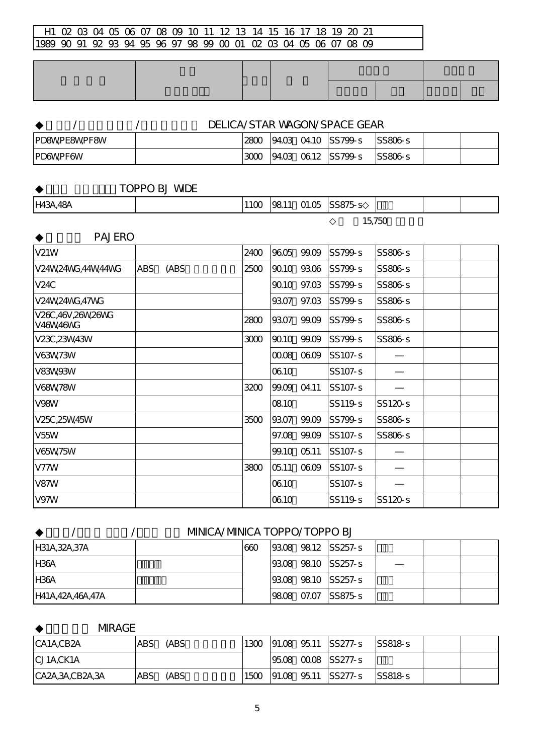| H1 | 02 | 03 | 04 | 05 | 06 | 07 | 08 | 09 | 10 | 11 | 12 | 13 | 14 | 15 | 16 | 17 | 18 | 19 | 20 | 21 |
|---|---|---|---|---|---|---|---|---|---|---|---|---|---|---|---|---|---|---|---|---|
| 1989 | 90 | 91 | 92 | 93 | 94 | 95 | 96 | 97 | 98 | 99 | 00 | 01 | 02 | 03 | 04 | 05 | 06 | 07 | 08 | 09 |

◆ / / DELICA/STAR WAGON/SPACE GEAR

| | | | | | | | |
|---|---|---|---|---|---|---|---|
| PD8W,PE8W,PF8W | | 2800 | 94.03 04.10 | SS799-s | SS806-s | | |
| PD6W,PF6W | | 3000 | 94.03 06.12 | SS799-s | SS806-s | | |

◆ TOPPO BJ WIDE

| | | | | | | | |
|---|---|---|---|---|---|---|---|
| H43A,48A | | 1100 | 98.11 01.05 | SS875-s◇ | | | |

◇ 15,750

◆ PAJERO

| | | | | | | | |
|---|---|---|---|---|---|---|---|
| V21W | | 2400 | 96.05 99.09 | SS799-s | SS806-s | | |
| V24W,24WG,44W,44WG | ABS (ABS | 2500 | 90.10 93.06 | SS799-s | SS806-s | | |
| V24C | | | 90.10 97.03 | SS799-s | SS806-s | | |
| V24W,24WG,47WG | | | 93.07 97.03 | SS799-s | SS806-s | | |
| V26C,46V,26W,26WG V46W,46WG | | 2800 | 93.07 99.09 | SS799-s | SS806-s | | |
| V23C,23W,43W | | 3000 | 90.10 99.09 | SS799-s | SS806-s | | |
| V63W,73W | | | 00.08 06.09 | SS107-s | — | | |
| V83W,93W | | | 06.10 | SS107-s | — | | |
| V68W,78W | | 3200 | 99.09 04.11 | SS107-s | — | | |
| V98W | | | 08.10 | SS119-s | SS120-s | | |
| V25C,25W,45W | | 3500 | 93.07 99.09 | SS799-s | SS806-s | | |
| V55W | | | 97.08 99.09 | SS107-s | SS806-s | | |
| V65W,75W | | | 99.10 05.11 | SS107-s | — | | |
| V77W | | 3800 | 05.11 06.09 | SS107-s | — | | |
| V87W | | | 06.10 | SS107-s | — | | |
| V97W | | | 06.10 | SS119-s | SS120-s | | |

◆ / / MINICA/MINICA TOPPO/TOPPO BJ

| | | | | | | | |
|---|---|---|---|---|---|---|---|
| H31A,32A,37A | | 660 | 93.08 98.12 | SS257-s | | | |
| H36A | | | 93.08 98.10 | SS257-s | — | | |
| H36A | | | 93.08 98.10 | SS257-s | | | |
| H41A,42A,46A,47A | | | 98.08 07.07 | SS875-s | | | |

◆ MIRAGE

| | | | | | | | |
|---|---|---|---|---|---|---|---|
| CA1A,CB2A | ABS (ABS | 1300 | 91.08 95.11 | SS277-s | SS818-s | | |
| CJ1A,CK1A | | | 95.08 00.08 | SS277-s | | | |
| CA2A,3A,CB2A,3A | ABS (ABS | 1500 | 91.08 95.11 | SS277-s | SS818-s | | |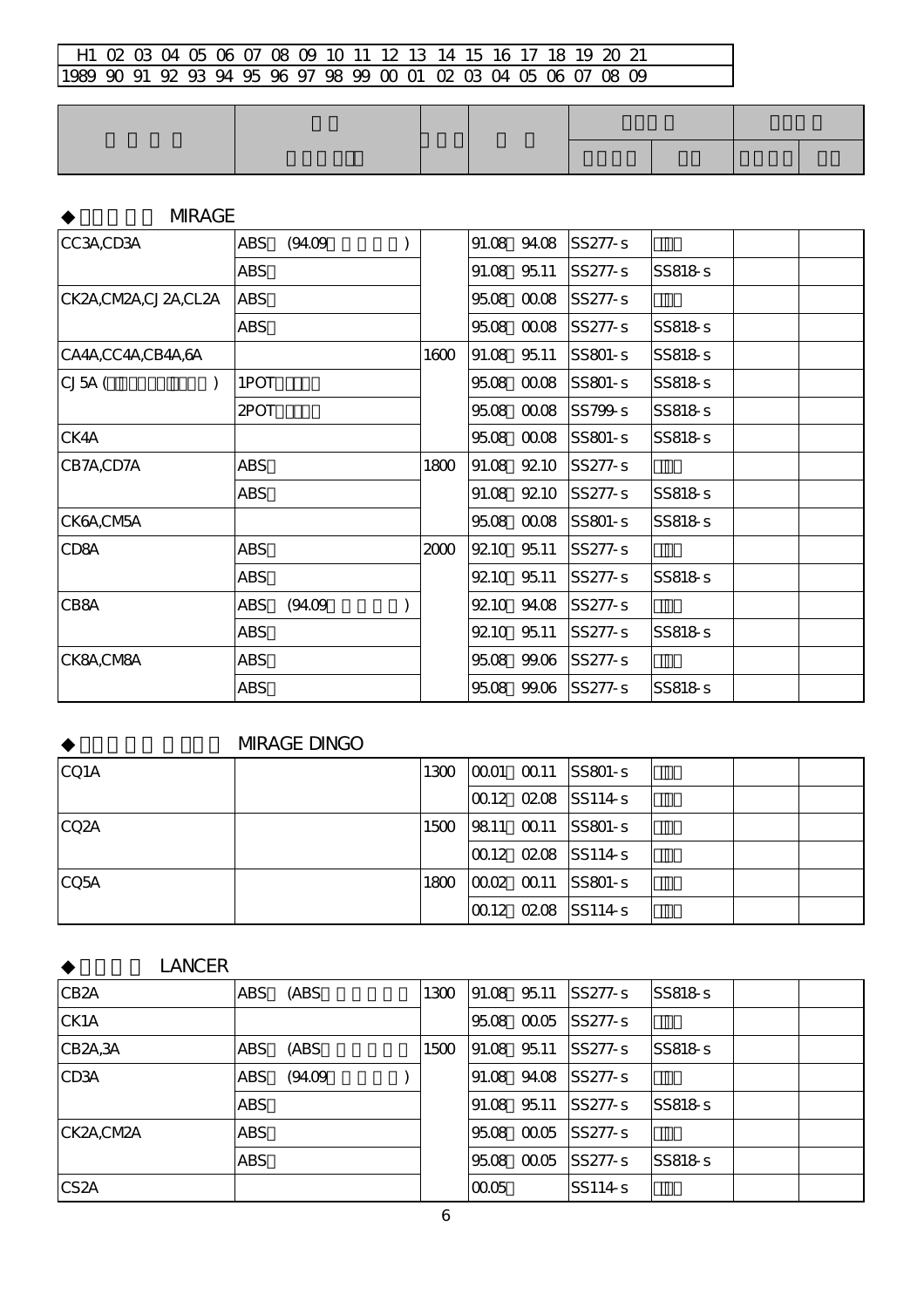| H1 | 02 | 03 | 04 | 05 | 06 | 07 | 08 | 09 | 10 | 11 | 12 | 13 | 14 | 15 | 16 | 17 | 18 | 19 | 20 | 21 |
|---|---|---|---|---|---|---|---|---|---|---|---|---|---|---|---|---|---|---|---|---|
| 1989 | 90 | 91 | 92 | 93 | 94 | 95 | 96 | 97 | 98 | 99 | 00 | 01 | 02 | 03 | 04 | 05 | 06 | 07 | 08 | 09 |

◆ MIRAGE

| | | | | | | | |
|---|---|---|---|---|---|---|---|
| CC3A,CD3A | ABS (94.09 ) | | 91.08 94.08 | SS277-s | | | |
| | ABS | | 91.08 95.11 | SS277-s | SS818-s | | |
| CK2A,CM2A,CJ2A,CL2A | ABS | | 95.08 00.08 | SS277-s | | | |
| | ABS | | 95.08 00.08 | SS277-s | SS818-s | | |
| CA4A,CC4A,CB4A,6A | | 1600 | 91.08 95.11 | SS801-s | SS818-s | | |
| CJ5A ( ) | 1POT | | 95.08 00.08 | SS801-s | SS818-s | | |
| | 2POT | | 95.08 00.08 | SS799-s | SS818-s | | |
| CK4A | | | 95.08 00.08 | SS801-s | SS818-s | | |
| CB7A,CD7A | ABS | 1800 | 91.08 92.10 | SS277-s | | | |
| | ABS | | 91.08 92.10 | SS277-s | SS818-s | | |
| CK6A,CM5A | | | 95.08 00.08 | SS801-s | SS818-s | | |
| CD8A | ABS | 2000 | 92.10 95.11 | SS277-s | | | |
| | ABS | | 92.10 95.11 | SS277-s | SS818-s | | |
| CB8A | ABS (94.09 ) | | 92.10 94.08 | SS277-s | | | |
| | ABS | | 92.10 95.11 | SS277-s | SS818-s | | |
| CK8A,CM8A | ABS | | 95.08 99.06 | SS277-s | | | |
| | ABS | | 95.08 99.06 | SS277-s | SS818-s | | |

◆ MIRAGE DINGO

| | | | | | | | |
|---|---|---|---|---|---|---|---|
| CQ1A | | 1300 | 00.01 00.11 | SS801-s | | | |
| | | | 00.12 02.08 | SS114-s | | | |
| CQ2A | | 1500 | 98.11 00.11 | SS801-s | | | |
| | | | 00.12 02.08 | SS114-s | | | |
| CQ5A | | 1800 | 00.02 00.11 | SS801-s | | | |
| | | | 00.12 02.08 | SS114-s | | | |

◆ LANCER

| | | | | | | | |
|---|---|---|---|---|---|---|---|
| CB2A | ABS (ABS | 1300 | 91.08 95.11 | SS277-s | SS818-s | | |
| CK1A | | | 95.08 00.05 | SS277-s | | | |
| CB2A,3A | ABS (ABS | 1500 | 91.08 95.11 | SS277-s | SS818-s | | |
| CD3A | ABS (94.09 ) | | 91.08 94.08 | SS277-s | | | |
| | ABS | | 91.08 95.11 | SS277-s | SS818-s | | |
| CK2A,CM2A | ABS | | 95.08 00.05 | SS277-s | | | |
| | ABS | | 95.08 00.05 | SS277-s | SS818-s | | |
| CS2A | | | 00.05 | SS114-s | | | |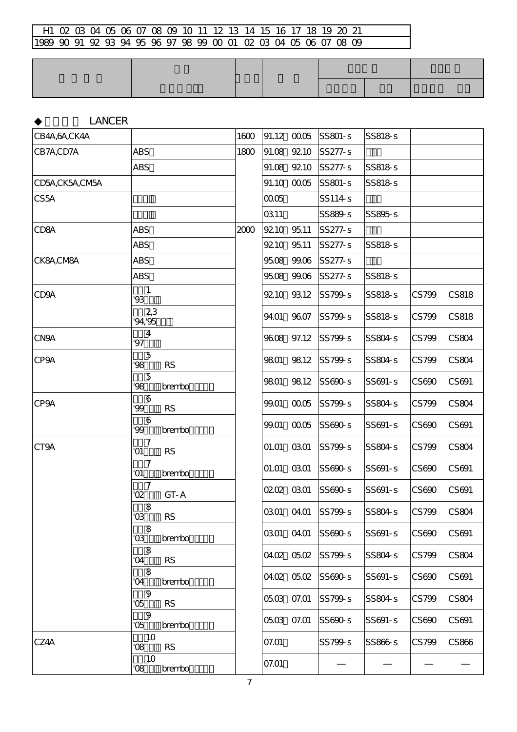| H1 | 02 | 03 | 04 | 05 | 06 | 07 | 08 | 09 | 10 | 11 | 12 | 13 | 14 | 15 | 16 | 17 | 18 | 19 | 20 | 21 |
|---|---|---|---|---|---|---|---|---|---|---|---|---|---|---|---|---|---|---|---|---|
| 1989 | 90 | 91 | 92 | 93 | 94 | 95 | 96 | 97 | 98 | 99 | 00 | 01 | 02 | 03 | 04 | 05 | 06 | 07 | 08 | 09 |

◆ LANCER

| | | | | | | | |
|---|---|---|---|---|---|---|---|
| CB4A,6A,CK4A | | 1600 | 91.12 00.05 | SS801-s | SS818-s | | |
| CB7A,CD7A | ABS | 1800 | 91.08 92.10 | SS277-s | | | |
| | ABS | | 91.08 92.10 | SS277-s | SS818-s | | |
| CD5A,CK5A,CM5A | | | 91.10 00.05 | SS801-s | SS818-s | | |
| CS5A | | | 00.05 | SS114-s | | | |
| | | | 03.11 | SS889-s | SS895-s | | |
| CD8A | ABS | 2000 | 92.10 95.11 | SS277-s | | | |
| | ABS | | 92.10 95.11 | SS277-s | SS818-s | | |
| CK8A,CM8A | ABS | | 95.08 99.06 | SS277-s | | | |
| | ABS | | 95.08 99.06 | SS277-s | SS818-s | | |
| CD9A | 1 '93 | | 92.10 93.12 | SS799-s | SS818-s | CS799 | CS818 |
| | 2,3 '94,'95 | | 94.01 96.07 | SS799-s | SS818-s | CS799 | CS818 |
| CN9A | 4 '97 | | 96.08 97.12 | SS799-s | SS804-s | CS799 | CS804 |
| CP9A | 5 '98 RS | | 98.01 98.12 | SS799-s | SS804-s | CS799 | CS804 |
| | 5 '98 brembo | | 98.01 98.12 | SS690-s | SS691-s | CS690 | CS691 |
| CP9A | 6 '99 RS | | 99.01 00.05 | SS799-s | SS804-s | CS799 | CS804 |
| | 6 '99 brembo | | 99.01 00.05 | SS690-s | SS691-s | CS690 | CS691 |
| CT9A | 7 '01 RS | | 01.01 03.01 | SS799-s | SS804-s | CS799 | CS804 |
| | 7 '01 brembo | | 01.01 03.01 | SS690-s | SS691-s | CS690 | CS691 |
| | 7 '02 GT-A | | 02.02 03.01 | SS690-s | SS691-s | CS690 | CS691 |
| | 8 '03 RS | | 03.01 04.01 | SS799-s | SS804-s | CS799 | CS804 |
| | 8 '03 brembo | | 03.01 04.01 | SS690-s | SS691-s | CS690 | CS691 |
| | 8 '04 RS | | 04.02 05.02 | SS799-s | SS804-s | CS799 | CS804 |
| | 8 '04 brembo | | 04.02 05.02 | SS690-s | SS691-s | CS690 | CS691 |
| | 9 '05 RS | | 05.03 07.01 | SS799-s | SS804-s | CS799 | CS804 |
| | 9 '05 brembo | | 05.03 07.01 | SS690-s | SS691-s | CS690 | CS691 |
| CZ4A | 10 '08 RS | | 07.01 | SS799-s | SS866-s | CS799 | CS866 |
| | 10 '08 brembo | | 07.01 | — | — | — | — |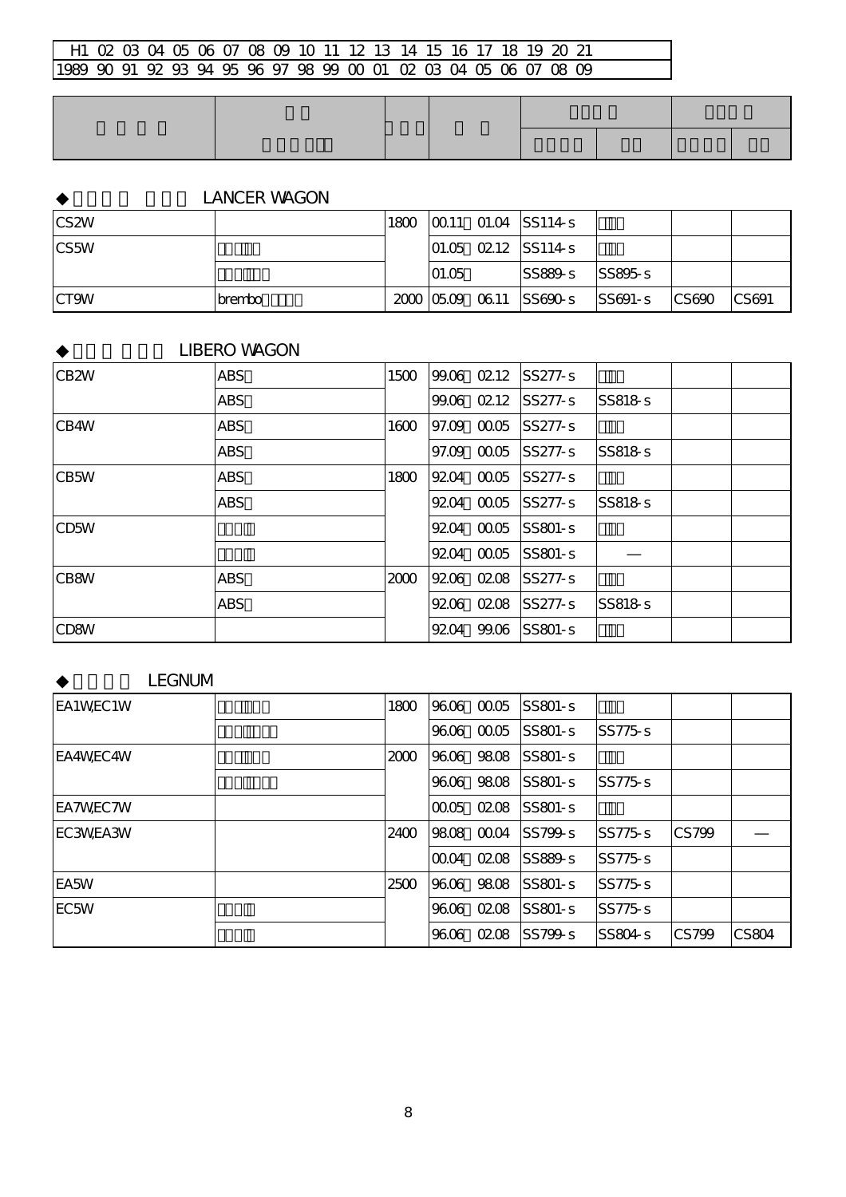| H1 | 02 | 03 | 04 | 05 | 06 | 07 | 08 | 09 | 10 | 11 | 12 | 13 | 14 | 15 | 16 | 17 | 18 | 19 | 20 | 21 |
|---|---|---|---|---|---|---|---|---|---|---|---|---|---|---|---|---|---|---|---|---|
| 1989 | 90 | 91 | 92 | 93 | 94 | 95 | 96 | 97 | 98 | 99 | 00 | 01 | 02 | 03 | 04 | 05 | 06 | 07 | 08 | 09 |

| □□□□ | □□ | □□□ | □□ | □□□ | | □□□ | |
|---|---|---|---|---|---|---|---|
| | □□□□□ | | | □□□□ | □□ | □□□□ | □□ |

◆□□□□□□□ LANCER WAGON

| | | | | | | | |
|---|---|---|---|---|---|---|---|
| CS2W | | 1800 | 00.11□01.04 | SS114-s | □□ | | |
| CS5W | □□□□ | | 01.05□02.12 | SS114-s | □□ | | |
| | □□□□□ | | 01.05□ | SS889-s | SS895-s | | |
| CT9W | brembo□□□□ | 2000 | 05.09□06.11 | SS690-s | SS691-s | CS690 | CS691 |

◆□□□□□□□ LIBERO WAGON

| | | | | | | | |
|---|---|---|---|---|---|---|---|
| CB2W | ABS□ | 1500 | 99.06□02.12 | SS277-s | □□ | | |
| | ABS□ | | 99.06□02.12 | SS277-s | SS818-s | | |
| CB4W | ABS□ | 1600 | 97.09□00.05 | SS277-s | □□ | | |
| | ABS□ | | 97.09□00.05 | SS277-s | SS818-s | | |
| CB5W | ABS□ | 1800 | 92.04□00.05 | SS277-s | □□ | | |
| | ABS□ | | 92.04□00.05 | SS277-s | SS818-s | | |
| CD5W | □□□□ | | 92.04□00.05 | SS801-s | □□ | | |
| | □□□□ | | 92.04□00.05 | SS801-s | — | | |
| CB8W | ABS□ | 2000 | 92.06□02.08 | SS277-s | □□ | | |
| | ABS□ | | 92.06□02.08 | SS277-s | SS818-s | | |
| CD8W | | | 92.04□99.06 | SS801-s | □□ | | |

◆□□□□□ LEGNUM

| | | | | | | | |
|---|---|---|---|---|---|---|---|
| EA1W,EC1W | □□□□□□ | 1800 | 96.06□00.05 | SS801-s | □□ | | |
| | □□□□□□□ | | 96.06□00.05 | SS801-s | SS775-s | | |
| EA4W,EC4W | □□□□□□ | 2000 | 96.06□98.08 | SS801-s | □□ | | |
| | □□□□□□□ | | 96.06□98.08 | SS801-s | SS775-s | | |
| EA7W,EC7W | | | 00.05□02.08 | SS801-s | □□ | | |
| EC3W,EA3W | | 2400 | 98.08□00.04 | SS799-s | SS775-s | CS799 | — |
| | | | 00.04□02.08 | SS889-s | SS775-s | | |
| EA5W | | 2500 | 96.06□98.08 | SS801-s | SS775-s | | |
| EC5W | □□□□ | | 96.06□02.08 | SS801-s | SS775-s | | |
| | □□□□ | | 96.06□02.08 | SS799-s | SS804-s | CS799 | CS804 |